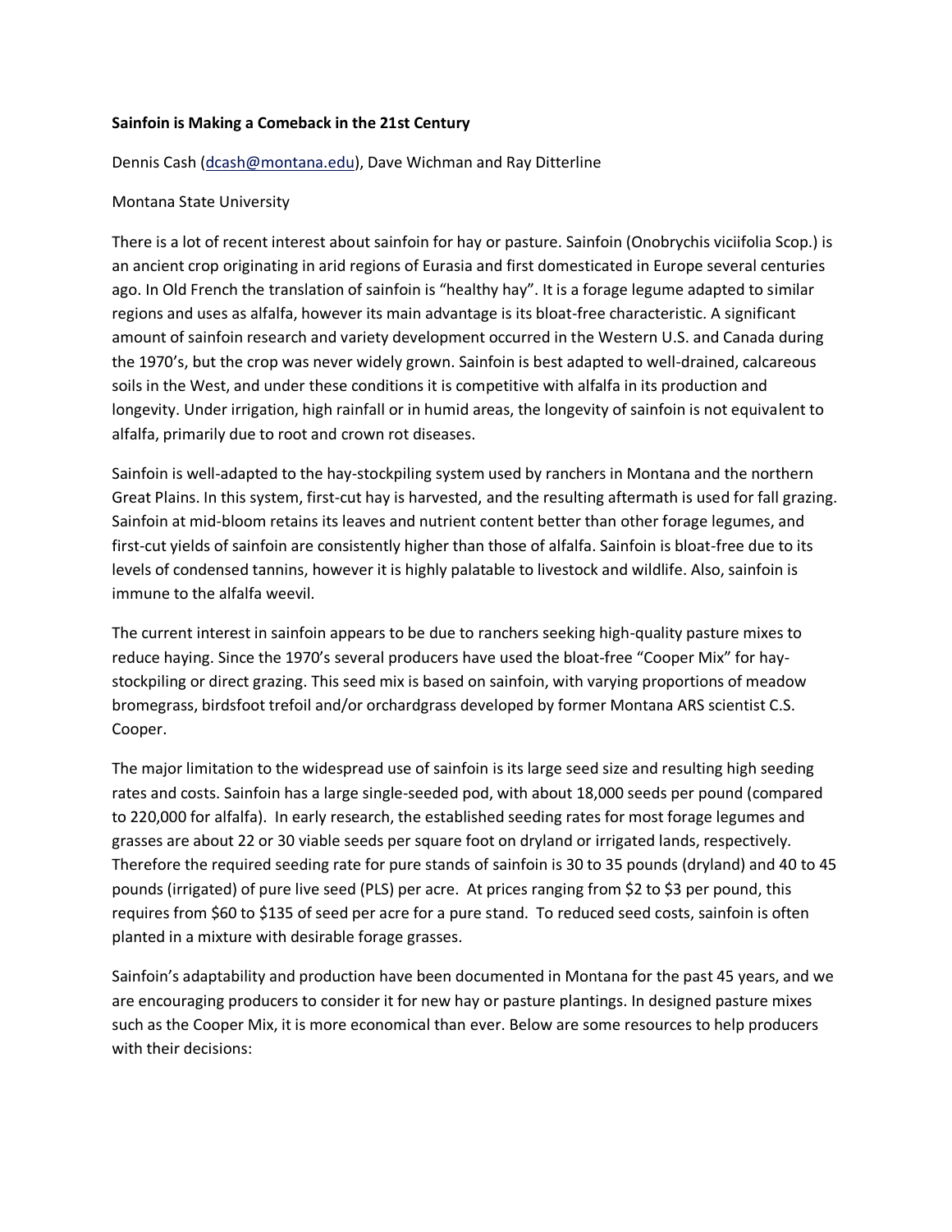**Sainfoin is Making a Comeback in the 21st Century**

Dennis Cash (dcash@montana.edu), Dave Wichman and Ray Ditterline

Montana State University

There is a lot of recent interest about sainfoin for hay or pasture. Sainfoin (Onobrychis viciifolia Scop.) is an ancient crop originating in arid regions of Eurasia and first domesticated in Europe several centuries ago. In Old French the translation of sainfoin is "healthy hay". It is a forage legume adapted to similar regions and uses as alfalfa, however its main advantage is its bloat-free characteristic. A significant amount of sainfoin research and variety development occurred in the Western U.S. and Canada during the 1970's, but the crop was never widely grown. Sainfoin is best adapted to well-drained, calcareous soils in the West, and under these conditions it is competitive with alfalfa in its production and longevity. Under irrigation, high rainfall or in humid areas, the longevity of sainfoin is not equivalent to alfalfa, primarily due to root and crown rot diseases.

Sainfoin is well-adapted to the hay-stockpiling system used by ranchers in Montana and the northern Great Plains. In this system, first-cut hay is harvested, and the resulting aftermath is used for fall grazing. Sainfoin at mid-bloom retains its leaves and nutrient content better than other forage legumes, and first-cut yields of sainfoin are consistently higher than those of alfalfa. Sainfoin is bloat-free due to its levels of condensed tannins, however it is highly palatable to livestock and wildlife. Also, sainfoin is immune to the alfalfa weevil.

The current interest in sainfoin appears to be due to ranchers seeking high-quality pasture mixes to reduce haying. Since the 1970's several producers have used the bloat-free "Cooper Mix" for hay-stockpiling or direct grazing. This seed mix is based on sainfoin, with varying proportions of meadow bromegrass, birdsfoot trefoil and/or orchardgrass developed by former Montana ARS scientist C.S. Cooper.

The major limitation to the widespread use of sainfoin is its large seed size and resulting high seeding rates and costs. Sainfoin has a large single-seeded pod, with about 18,000 seeds per pound (compared to 220,000 for alfalfa). In early research, the established seeding rates for most forage legumes and grasses are about 22 or 30 viable seeds per square foot on dryland or irrigated lands, respectively. Therefore the required seeding rate for pure stands of sainfoin is 30 to 35 pounds (dryland) and 40 to 45 pounds (irrigated) of pure live seed (PLS) per acre. At prices ranging from $2 to $3 per pound, this requires from $60 to $135 of seed per acre for a pure stand. To reduced seed costs, sainfoin is often planted in a mixture with desirable forage grasses.

Sainfoin's adaptability and production have been documented in Montana for the past 45 years, and we are encouraging producers to consider it for new hay or pasture plantings. In designed pasture mixes such as the Cooper Mix, it is more economical than ever. Below are some resources to help producers with their decisions: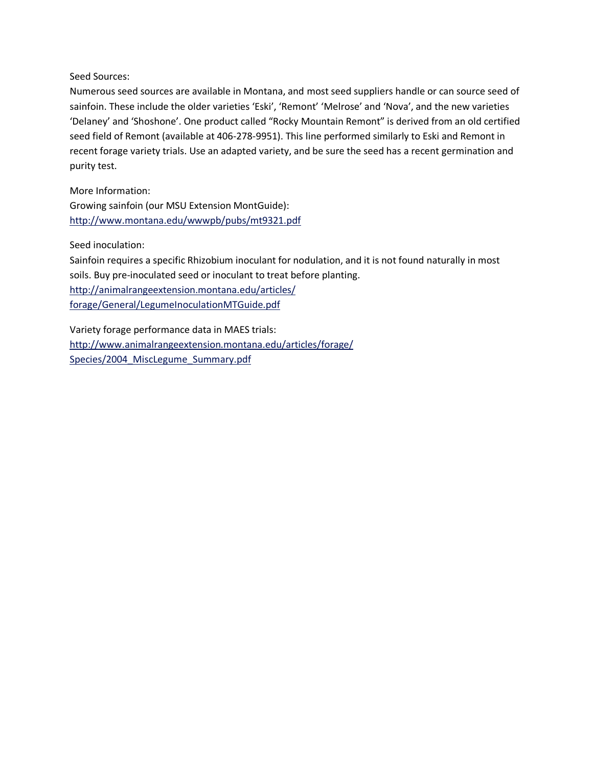Seed Sources:

Numerous seed sources are available in Montana, and most seed suppliers handle or can source seed of sainfoin. These include the older varieties 'Eski', 'Remont' 'Melrose' and 'Nova', and the new varieties 'Delaney' and 'Shoshone'. One product called "Rocky Mountain Remont" is derived from an old certified seed field of Remont (available at 406-278-9951). This line performed similarly to Eski and Remont in recent forage variety trials. Use an adapted variety, and be sure the seed has a recent germination and purity test.

More Information:

Growing sainfoin (our MSU Extension MontGuide):
http://www.montana.edu/wwwpb/pubs/mt9321.pdf

Seed inoculation:

Sainfoin requires a specific Rhizobium inoculant for nodulation, and it is not found naturally in most soils. Buy pre-inoculated seed or inoculant to treat before planting.
http://animalrangeextension.montana.edu/articles/forage/General/LegumeInoculationMTGuide.pdf

Variety forage performance data in MAES trials:
http://www.animalrangeextension.montana.edu/articles/forage/Species/2004_MiscLegume_Summary.pdf